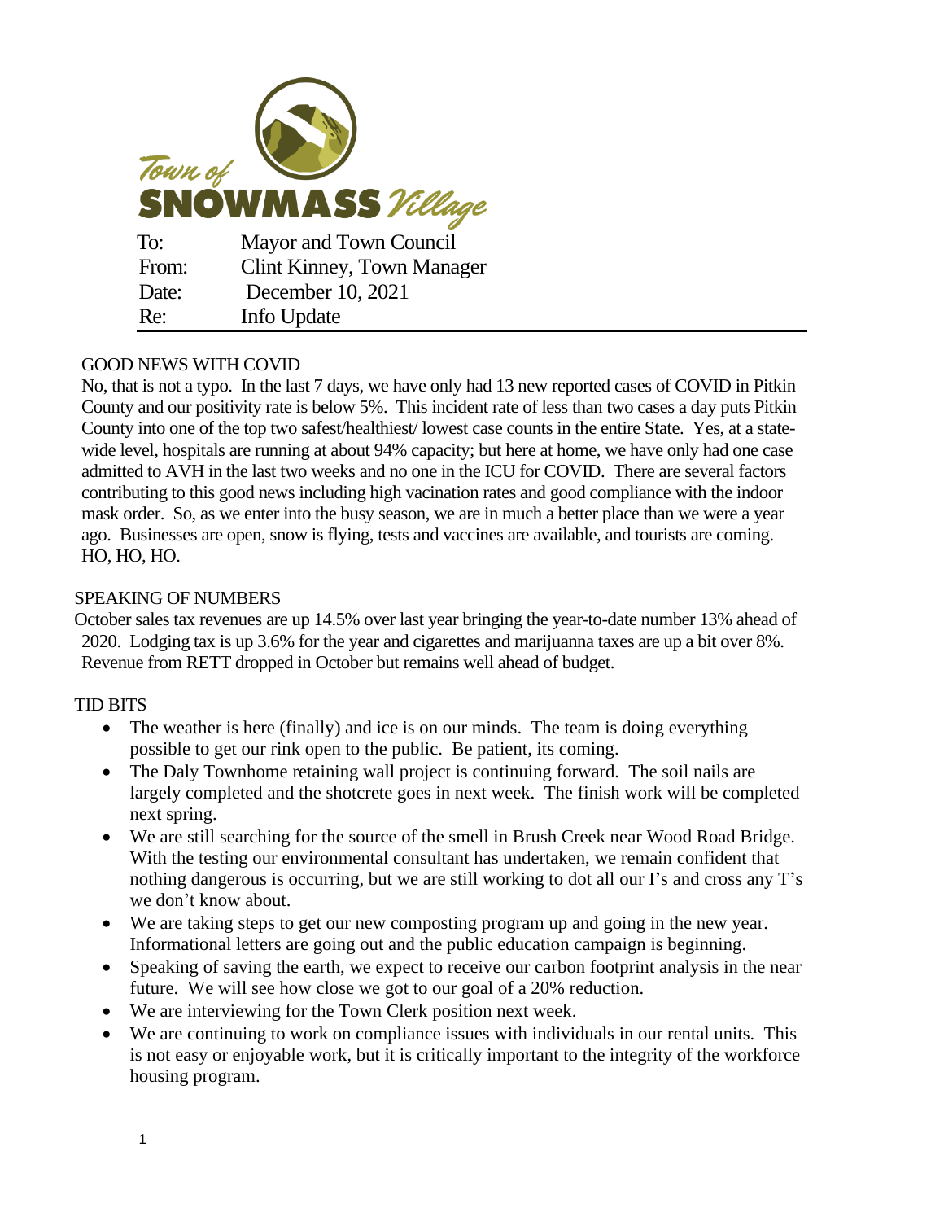**Town of SNOWMASS Village**

| | |
|---|---|
| To: | Mayor and Town Council |
| From: | Clint Kinney, Town Manager |
| Date: | December 10, 2021 |
| Re: | Info Update |

## GOOD NEWS WITH COVID

No, that is not a typo. In the last 7 days, we have only had 13 new reported cases of COVID in Pitkin County and our positivity rate is below 5%. This incident rate of less than two cases a day puts Pitkin County into one of the top two safest/healthiest/ lowest case counts in the entire State. Yes, at a state-wide level, hospitals are running at about 94% capacity; but here at home, we have only had one case admitted to AVH in the last two weeks and no one in the ICU for COVID. There are several factors contributing to this good news including high vacination rates and good compliance with the indoor mask order. So, as we enter into the busy season, we are in much a better place than we were a year ago. Businesses are open, snow is flying, tests and vaccines are available, and tourists are coming. HO, HO, HO.

## SPEAKING OF NUMBERS

October sales tax revenues are up 14.5% over last year bringing the year-to-date number 13% ahead of 2020. Lodging tax is up 3.6% for the year and cigarettes and marijuanna taxes are up a bit over 8%. Revenue from RETT dropped in October but remains well ahead of budget.

## TID BITS

- The weather is here (finally) and ice is on our minds. The team is doing everything possible to get our rink open to the public. Be patient, its coming.
- The Daly Townhome retaining wall project is continuing forward. The soil nails are largely completed and the shotcrete goes in next week. The finish work will be completed next spring.
- We are still searching for the source of the smell in Brush Creek near Wood Road Bridge. With the testing our environmental consultant has undertaken, we remain confident that nothing dangerous is occurring, but we are still working to dot all our I's and cross any T's we don't know about.
- We are taking steps to get our new composting program up and going in the new year. Informational letters are going out and the public education campaign is beginning.
- Speaking of saving the earth, we expect to receive our carbon footprint analysis in the near future. We will see how close we got to our goal of a 20% reduction.
- We are interviewing for the Town Clerk position next week.
- We are continuing to work on compliance issues with individuals in our rental units. This is not easy or enjoyable work, but it is critically important to the integrity of the workforce housing program.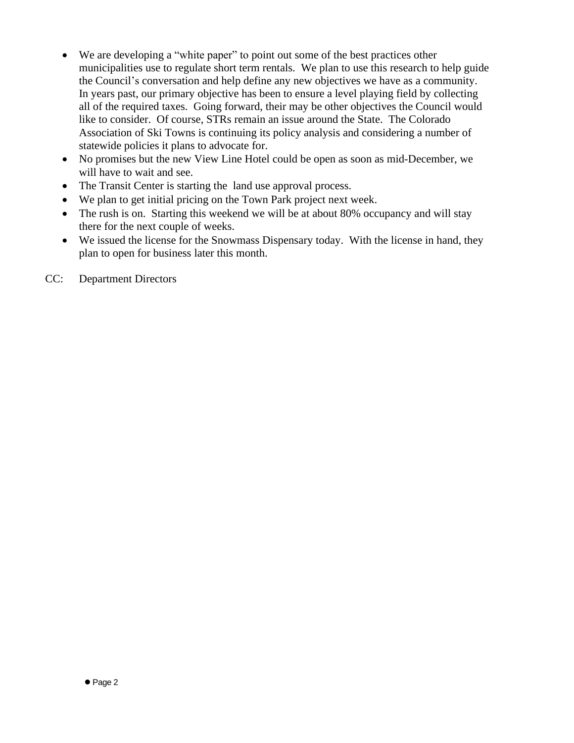- We are developing a "white paper" to point out some of the best practices other municipalities use to regulate short term rentals. We plan to use this research to help guide the Council's conversation and help define any new objectives we have as a community. In years past, our primary objective has been to ensure a level playing field by collecting all of the required taxes. Going forward, their may be other objectives the Council would like to consider. Of course, STRs remain an issue around the State. The Colorado Association of Ski Towns is continuing its policy analysis and considering a number of statewide policies it plans to advocate for.
- No promises but the new View Line Hotel could be open as soon as mid-December, we will have to wait and see.
- The Transit Center is starting the land use approval process.
- We plan to get initial pricing on the Town Park project next week.
- The rush is on. Starting this weekend we will be at about 80% occupancy and will stay there for the next couple of weeks.
- We issued the license for the Snowmass Dispensary today. With the license in hand, they plan to open for business later this month.

CC: Department Directors